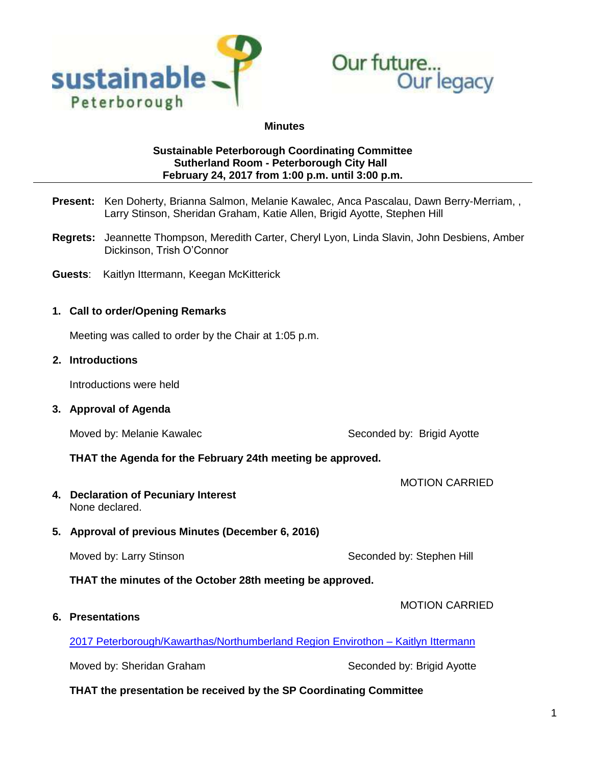sustainable Peterborough

Our future... Our legacy

**Minutes**

**Sustainable Peterborough Coordinating Committee**
**Sutherland Room - Peterborough City Hall**
**February 24, 2017 from 1:00 p.m. until 3:00 p.m.**

---

**Present:** Ken Doherty, Brianna Salmon, Melanie Kawalec, Anca Pascalau, Dawn Berry-Merriam, , Larry Stinson, Sheridan Graham, Katie Allen, Brigid Ayotte, Stephen Hill

**Regrets:** Jeannette Thompson, Meredith Carter, Cheryl Lyon, Linda Slavin, John Desbiens, Amber Dickinson, Trish O'Connor

**Guests**: Kaitlyn Ittermann, Keegan McKitterick

**1. Call to order/Opening Remarks**

Meeting was called to order by the Chair at 1:05 p.m.

**2. Introductions**

Introductions were held

**3. Approval of Agenda**

Moved by: Melanie Kawalec Seconded by: Brigid Ayotte

**THAT the Agenda for the February 24th meeting be approved.**

MOTION CARRIED

**4. Declaration of Pecuniary Interest**
None declared.

**5. Approval of previous Minutes (December 6, 2016)**

Moved by: Larry Stinson Seconded by: Stephen Hill

**THAT the minutes of the October 28th meeting be approved.**

MOTION CARRIED

**6. Presentations**

2017 Peterborough/Kawarthas/Northumberland Region Envirothon – Kaitlyn Ittermann

Moved by: Sheridan Graham Seconded by: Brigid Ayotte

**THAT the presentation be received by the SP Coordinating Committee**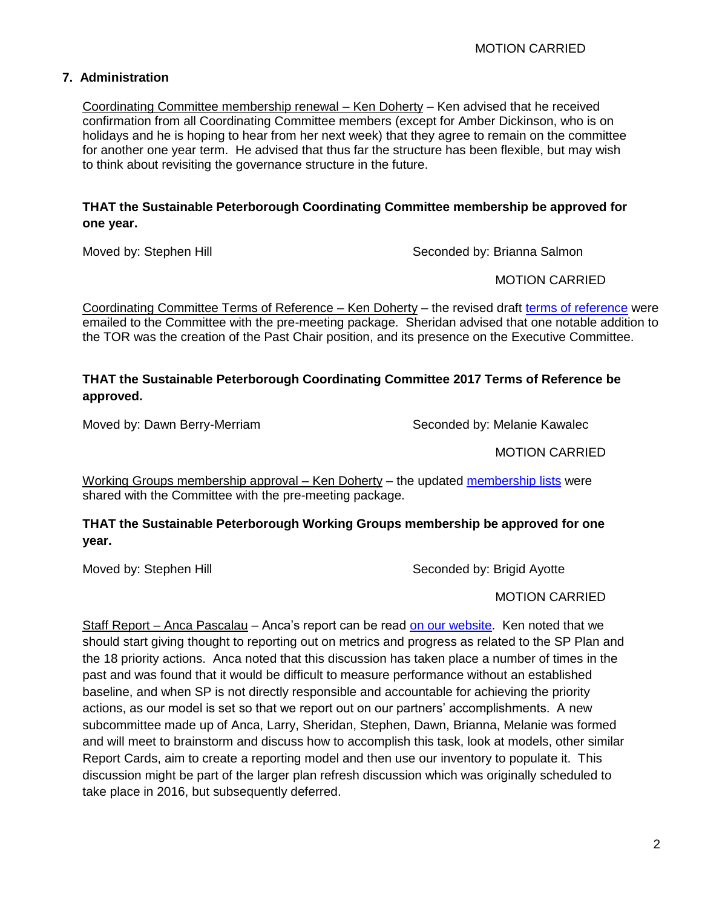MOTION CARRIED

## 7. Administration

Coordinating Committee membership renewal – Ken Doherty – Ken advised that he received confirmation from all Coordinating Committee members (except for Amber Dickinson, who is on holidays and he is hoping to hear from her next week) that they agree to remain on the committee for another one year term. He advised that thus far the structure has been flexible, but may wish to think about revisiting the governance structure in the future.

**THAT the Sustainable Peterborough Coordinating Committee membership be approved for one year.**

Moved by: Stephen Hill Seconded by: Brianna Salmon

MOTION CARRIED

Coordinating Committee Terms of Reference – Ken Doherty – the revised draft terms of reference were emailed to the Committee with the pre-meeting package. Sheridan advised that one notable addition to the TOR was the creation of the Past Chair position, and its presence on the Executive Committee.

**THAT the Sustainable Peterborough Coordinating Committee 2017 Terms of Reference be approved.**

Moved by: Dawn Berry-Merriam Seconded by: Melanie Kawalec

MOTION CARRIED

Working Groups membership approval – Ken Doherty – the updated membership lists were shared with the Committee with the pre-meeting package.

**THAT the Sustainable Peterborough Working Groups membership be approved for one year.**

Moved by: Stephen Hill Seconded by: Brigid Ayotte

MOTION CARRIED

Staff Report – Anca Pascalau – Anca's report can be read on our website. Ken noted that we should start giving thought to reporting out on metrics and progress as related to the SP Plan and the 18 priority actions. Anca noted that this discussion has taken place a number of times in the past and was found that it would be difficult to measure performance without an established baseline, and when SP is not directly responsible and accountable for achieving the priority actions, as our model is set so that we report out on our partners' accomplishments. A new subcommittee made up of Anca, Larry, Sheridan, Stephen, Dawn, Brianna, Melanie was formed and will meet to brainstorm and discuss how to accomplish this task, look at models, other similar Report Cards, aim to create a reporting model and then use our inventory to populate it. This discussion might be part of the larger plan refresh discussion which was originally scheduled to take place in 2016, but subsequently deferred.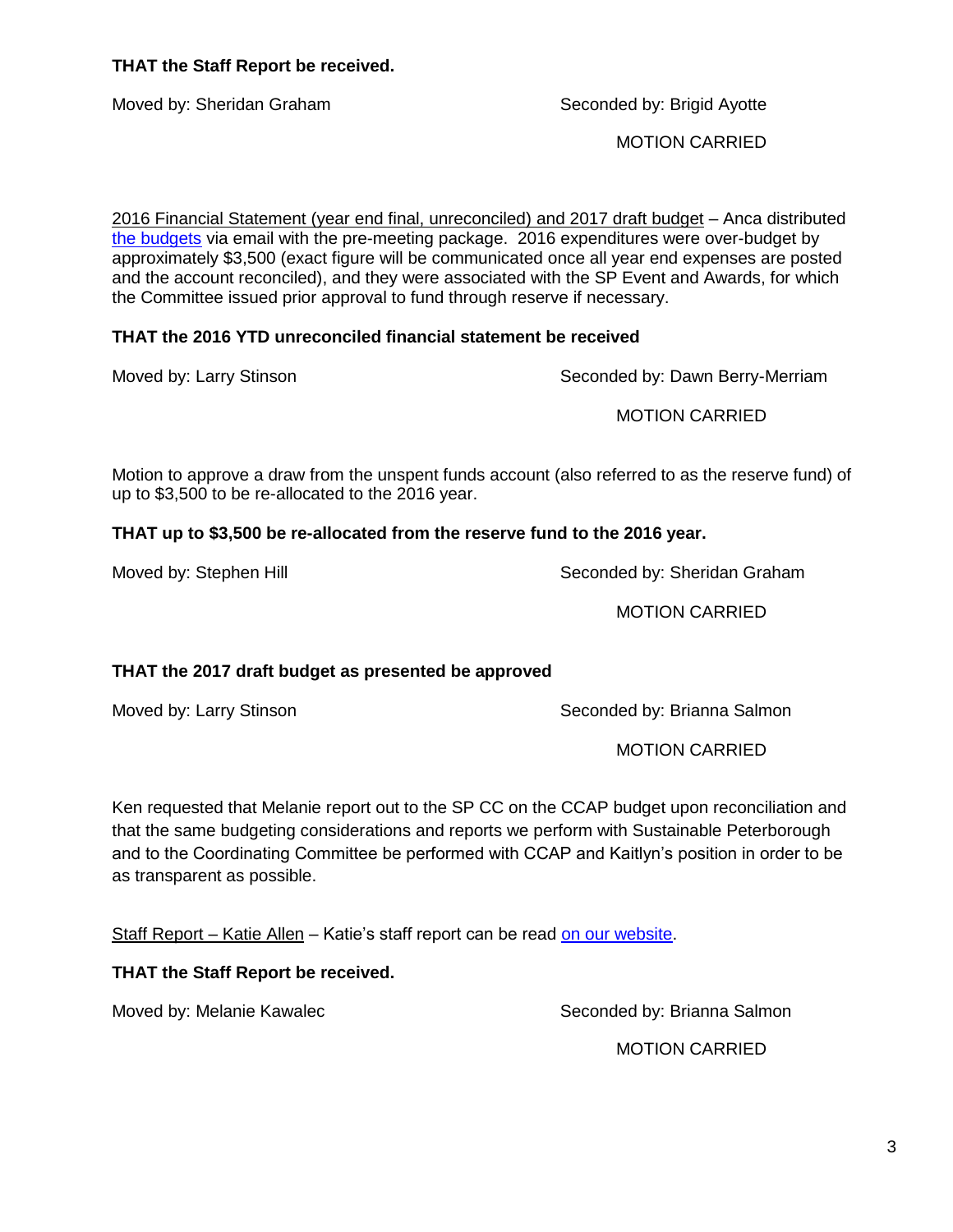**THAT the Staff Report be received.**

Moved by: Sheridan Graham Seconded by: Brigid Ayotte

MOTION CARRIED

2016 Financial Statement (year end final, unreconciled) and 2017 draft budget – Anca distributed the budgets via email with the pre-meeting package. 2016 expenditures were over-budget by approximately $3,500 (exact figure will be communicated once all year end expenses are posted and the account reconciled), and they were associated with the SP Event and Awards, for which the Committee issued prior approval to fund through reserve if necessary.

**THAT the 2016 YTD unreconciled financial statement be received**

Moved by: Larry Stinson Seconded by: Dawn Berry-Merriam

MOTION CARRIED

Motion to approve a draw from the unspent funds account (also referred to as the reserve fund) of up to $3,500 to be re-allocated to the 2016 year.

**THAT up to $3,500 be re-allocated from the reserve fund to the 2016 year.**

Moved by: Stephen Hill Seconded by: Sheridan Graham

MOTION CARRIED

**THAT the 2017 draft budget as presented be approved**

Moved by: Larry Stinson Seconded by: Brianna Salmon

MOTION CARRIED

Ken requested that Melanie report out to the SP CC on the CCAP budget upon reconciliation and that the same budgeting considerations and reports we perform with Sustainable Peterborough and to the Coordinating Committee be performed with CCAP and Kaitlyn's position in order to be as transparent as possible.

Staff Report – Katie Allen – Katie's staff report can be read on our website.

**THAT the Staff Report be received.**

Moved by: Melanie Kawalec Seconded by: Brianna Salmon

MOTION CARRIED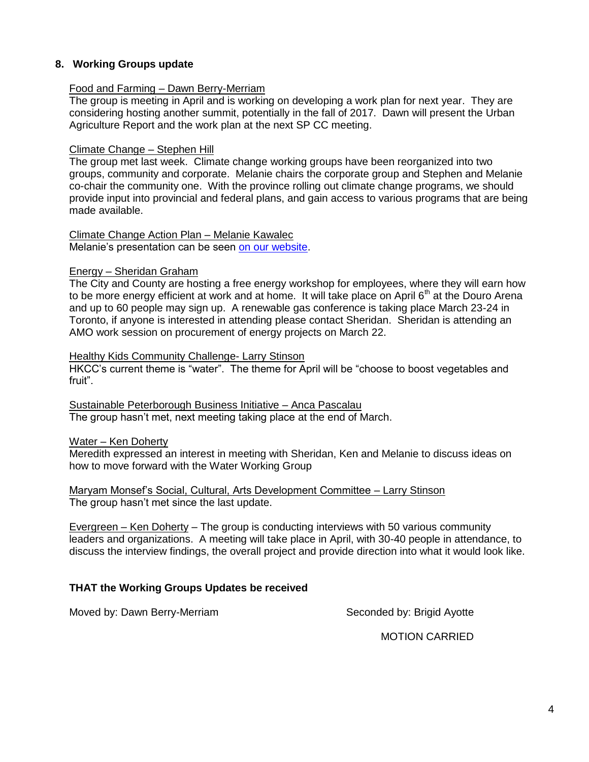## 8. Working Groups update

<u>Food and Farming – Dawn Berry-Merriam</u>
The group is meeting in April and is working on developing a work plan for next year. They are considering hosting another summit, potentially in the fall of 2017. Dawn will present the Urban Agriculture Report and the work plan at the next SP CC meeting.

<u>Climate Change – Stephen Hill</u>
The group met last week. Climate change working groups have been reorganized into two groups, community and corporate. Melanie chairs the corporate group and Stephen and Melanie co-chair the community one. With the province rolling out climate change programs, we should provide input into provincial and federal plans, and gain access to various programs that are being made available.

<u>Climate Change Action Plan – Melanie Kawalec</u>
Melanie's presentation can be seen on our website.

<u>Energy – Sheridan Graham</u>
The City and County are hosting a free energy workshop for employees, where they will earn how to be more energy efficient at work and at home. It will take place on April 6th at the Douro Arena and up to 60 people may sign up. A renewable gas conference is taking place March 23-24 in Toronto, if anyone is interested in attending please contact Sheridan. Sheridan is attending an AMO work session on procurement of energy projects on March 22.

<u>Healthy Kids Community Challenge- Larry Stinson</u>
HKCC's current theme is "water". The theme for April will be "choose to boost vegetables and fruit".

<u>Sustainable Peterborough Business Initiative – Anca Pascalau</u>
The group hasn't met, next meeting taking place at the end of March.

<u>Water – Ken Doherty</u>
Meredith expressed an interest in meeting with Sheridan, Ken and Melanie to discuss ideas on how to move forward with the Water Working Group

<u>Maryam Monsef's Social, Cultural, Arts Development Committee – Larry Stinson</u>
The group hasn't met since the last update.

<u>Evergreen – Ken Doherty</u> – The group is conducting interviews with 50 various community leaders and organizations. A meeting will take place in April, with 30-40 people in attendance, to discuss the interview findings, the overall project and provide direction into what it would look like.

**THAT the Working Groups Updates be received**

Moved by: Dawn Berry-Merriam    Seconded by: Brigid Ayotte

MOTION CARRIED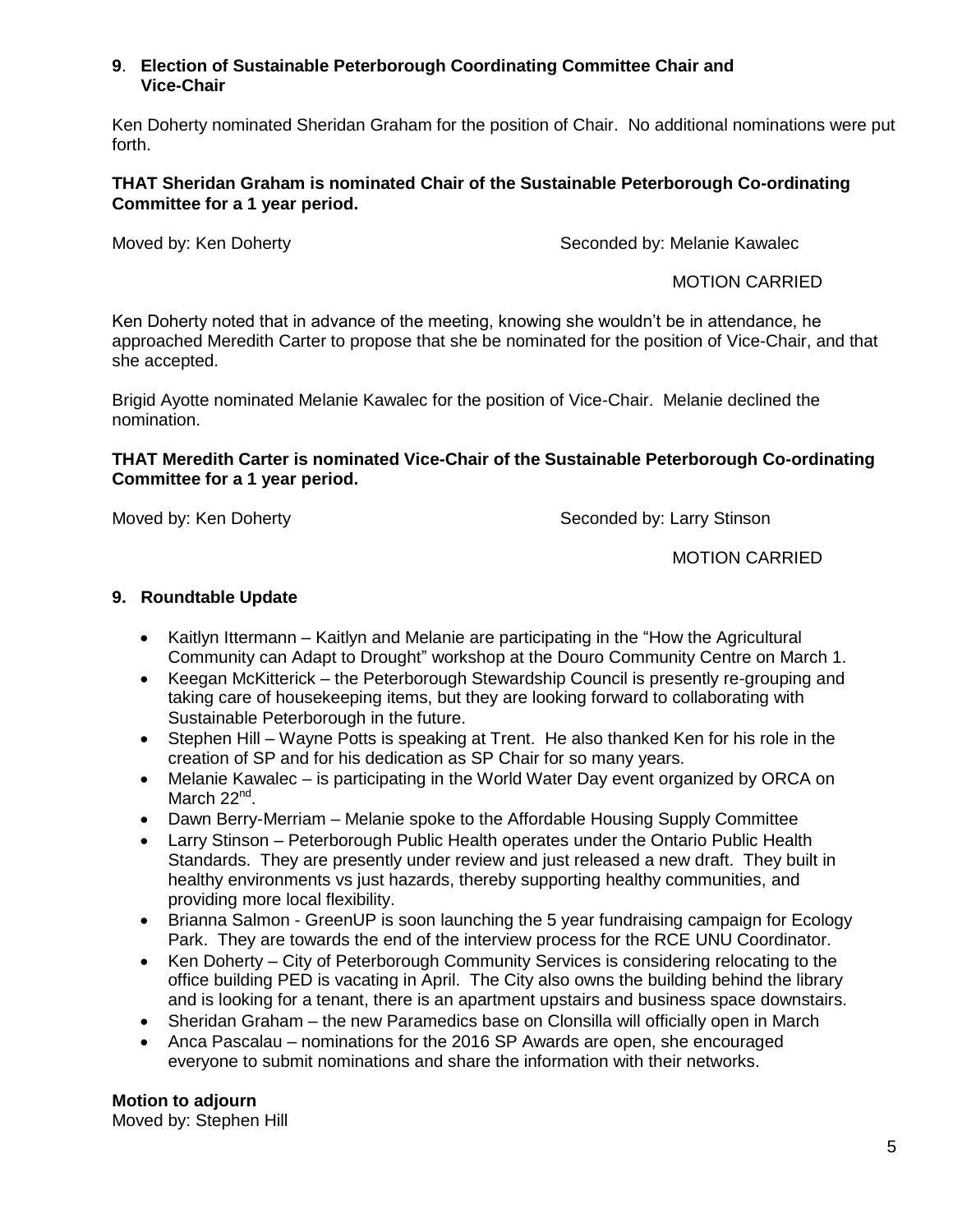## 9. Election of Sustainable Peterborough Coordinating Committee Chair and Vice-Chair

Ken Doherty nominated Sheridan Graham for the position of Chair. No additional nominations were put forth.

**THAT Sheridan Graham is nominated Chair of the Sustainable Peterborough Co-ordinating Committee for a 1 year period.**

Moved by: Ken Doherty Seconded by: Melanie Kawalec

MOTION CARRIED

Ken Doherty noted that in advance of the meeting, knowing she wouldn't be in attendance, he approached Meredith Carter to propose that she be nominated for the position of Vice-Chair, and that she accepted.

Brigid Ayotte nominated Melanie Kawalec for the position of Vice-Chair. Melanie declined the nomination.

**THAT Meredith Carter is nominated Vice-Chair of the Sustainable Peterborough Co-ordinating Committee for a 1 year period.**

Moved by: Ken Doherty Seconded by: Larry Stinson

MOTION CARRIED

## 9. Roundtable Update

- Kaitlyn Ittermann – Kaitlyn and Melanie are participating in the "How the Agricultural Community can Adapt to Drought" workshop at the Douro Community Centre on March 1.
- Keegan McKitterick – the Peterborough Stewardship Council is presently re-grouping and taking care of housekeeping items, but they are looking forward to collaborating with Sustainable Peterborough in the future.
- Stephen Hill – Wayne Potts is speaking at Trent. He also thanked Ken for his role in the creation of SP and for his dedication as SP Chair for so many years.
- Melanie Kawalec – is participating in the World Water Day event organized by ORCA on March 22nd.
- Dawn Berry-Merriam – Melanie spoke to the Affordable Housing Supply Committee
- Larry Stinson – Peterborough Public Health operates under the Ontario Public Health Standards. They are presently under review and just released a new draft. They built in healthy environments vs just hazards, thereby supporting healthy communities, and providing more local flexibility.
- Brianna Salmon - GreenUP is soon launching the 5 year fundraising campaign for Ecology Park. They are towards the end of the interview process for the RCE UNU Coordinator.
- Ken Doherty – City of Peterborough Community Services is considering relocating to the office building PED is vacating in April. The City also owns the building behind the library and is looking for a tenant, there is an apartment upstairs and business space downstairs.
- Sheridan Graham – the new Paramedics base on Clonsilla will officially open in March
- Anca Pascalau – nominations for the 2016 SP Awards are open, she encouraged everyone to submit nominations and share the information with their networks.

**Motion to adjourn**
Moved by: Stephen Hill